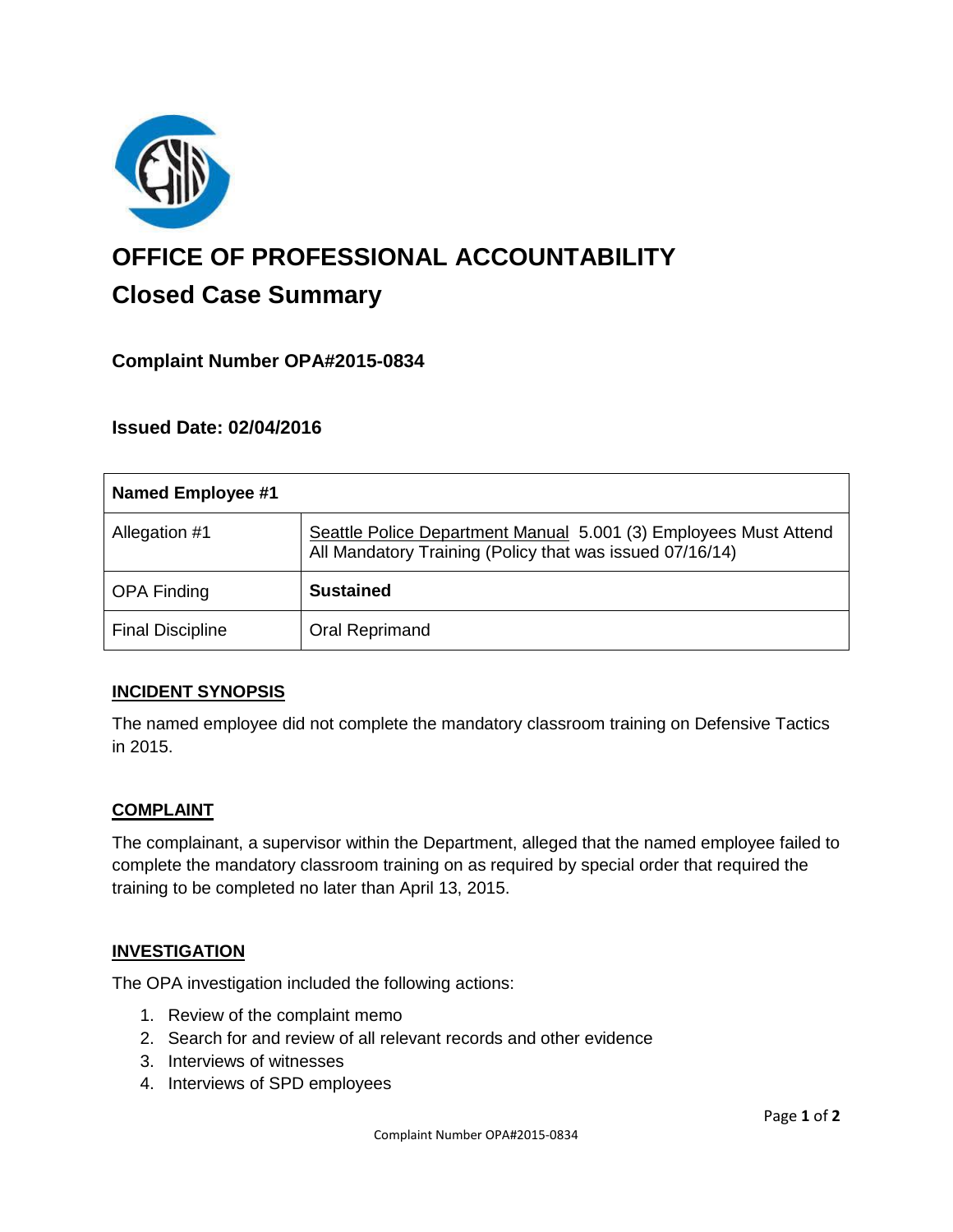# OFFICE OF PROFESSIONAL ACCOUNTABILITY

## Closed Case Summary

### Complaint Number OPA#2015-0834

### Issued Date: 02/04/2016

| Named Employee #1 | |
|---|---|
| Allegation #1 | Seattle Police Department Manual 5.001 (3) Employees Must Attend All Mandatory Training (Policy that was issued 07/16/14) |
| OPA Finding | **Sustained** |
| Final Discipline | Oral Reprimand |

**INCIDENT SYNOPSIS**

The named employee did not complete the mandatory classroom training on Defensive Tactics in 2015.

**COMPLAINT**

The complainant, a supervisor within the Department, alleged that the named employee failed to complete the mandatory classroom training on as required by special order that required the training to be completed no later than April 13, 2015.

**INVESTIGATION**

The OPA investigation included the following actions:

1. Review of the complaint memo
2. Search for and review of all relevant records and other evidence
3. Interviews of witnesses
4. Interviews of SPD employees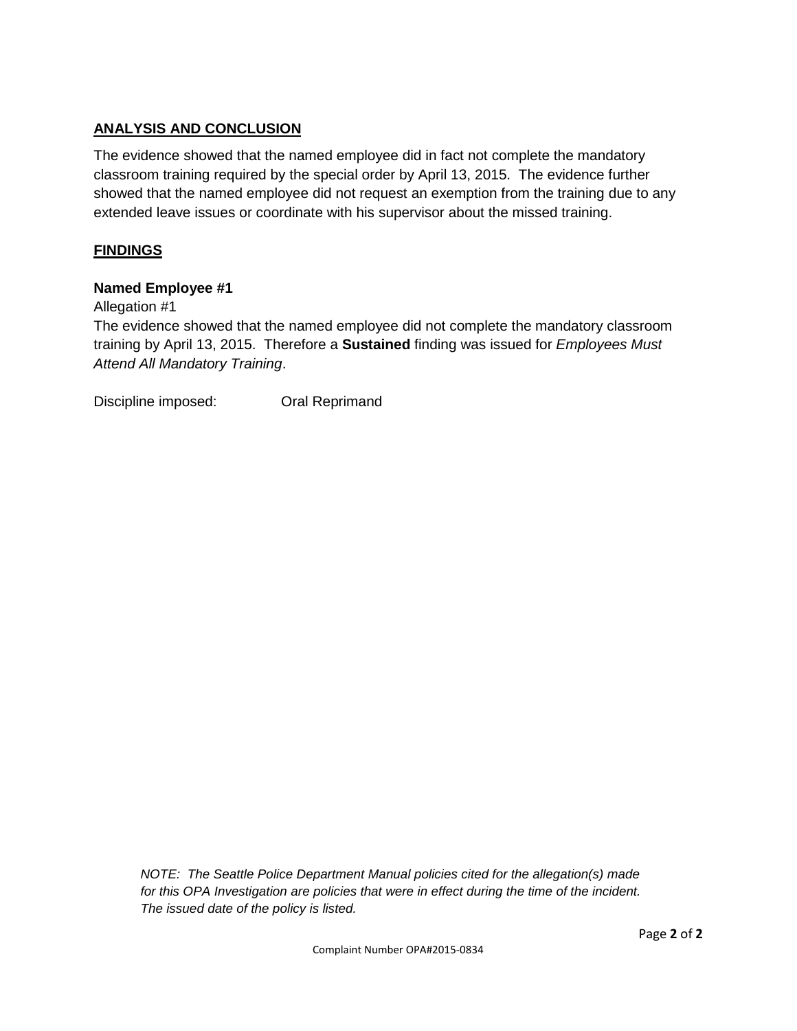## ANALYSIS AND CONCLUSION

The evidence showed that the named employee did in fact not complete the mandatory classroom training required by the special order by April 13, 2015. The evidence further showed that the named employee did not request an exemption from the training due to any extended leave issues or coordinate with his supervisor about the missed training.

## FINDINGS

**Named Employee #1**

Allegation #1

The evidence showed that the named employee did not complete the mandatory classroom training by April 13, 2015. Therefore a **Sustained** finding was issued for *Employees Must Attend All Mandatory Training*.

Discipline imposed: Oral Reprimand

*NOTE: The Seattle Police Department Manual policies cited for the allegation(s) made for this OPA Investigation are policies that were in effect during the time of the incident. The issued date of the policy is listed.*

Complaint Number OPA#2015-0834